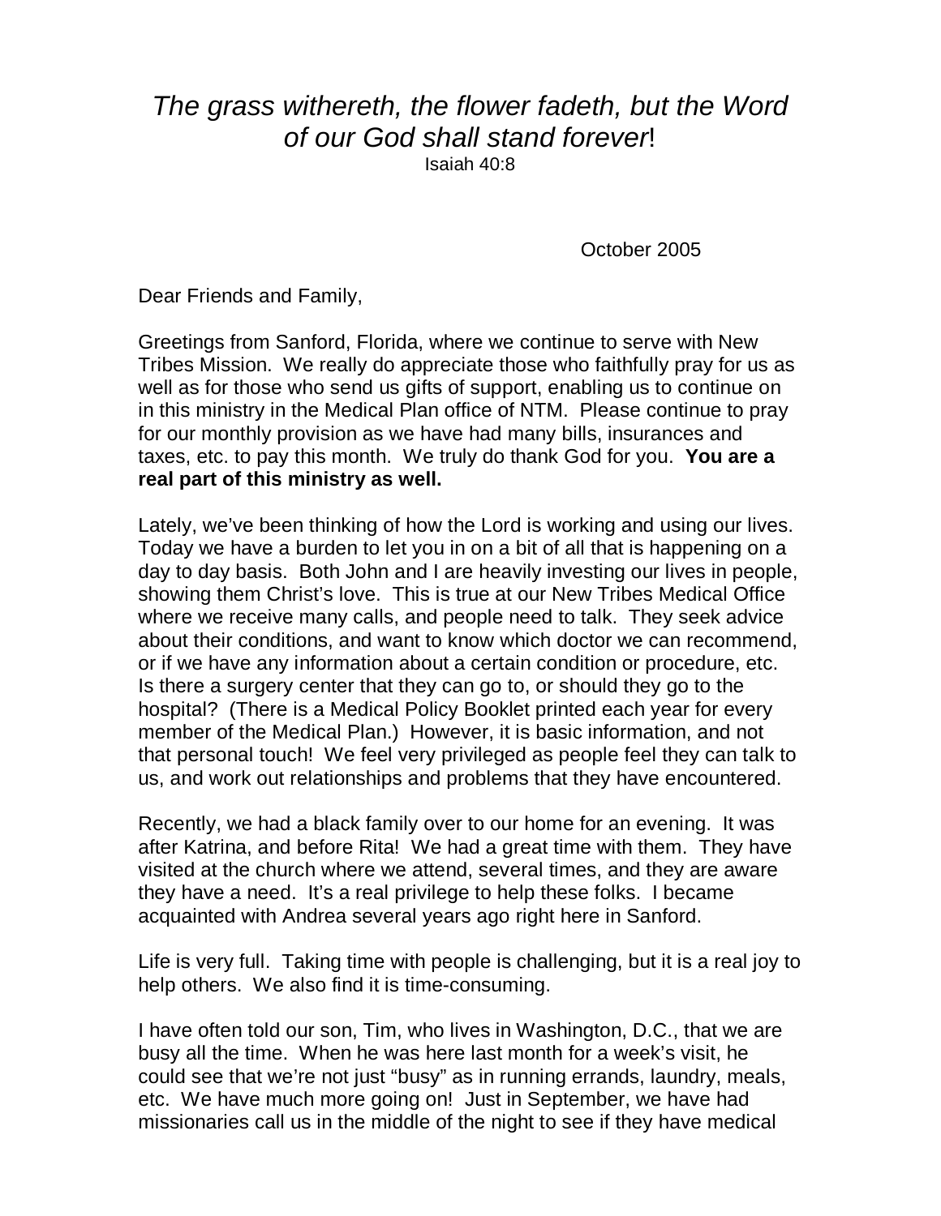*The grass withereth, the flower fadeth, but the Word of our God shall stand forever*!

Isaiah 40:8

October 2005

Dear Friends and Family,

Greetings from Sanford, Florida, where we continue to serve with New Tribes Mission. We really do appreciate those who faithfully pray for us as well as for those who send us gifts of support, enabling us to continue on in this ministry in the Medical Plan office of NTM. Please continue to pray for our monthly provision as we have had many bills, insurances and taxes, etc. to pay this month. We truly do thank God for you. **You are a real part of this ministry as well.**

Lately, we've been thinking of how the Lord is working and using our lives. Today we have a burden to let you in on a bit of all that is happening on a day to day basis. Both John and I are heavily investing our lives in people, showing them Christ's love. This is true at our New Tribes Medical Office where we receive many calls, and people need to talk. They seek advice about their conditions, and want to know which doctor we can recommend, or if we have any information about a certain condition or procedure, etc. Is there a surgery center that they can go to, or should they go to the hospital? (There is a Medical Policy Booklet printed each year for every member of the Medical Plan.) However, it is basic information, and not that personal touch! We feel very privileged as people feel they can talk to us, and work out relationships and problems that they have encountered.

Recently, we had a black family over to our home for an evening. It was after Katrina, and before Rita! We had a great time with them. They have visited at the church where we attend, several times, and they are aware they have a need. It's a real privilege to help these folks. I became acquainted with Andrea several years ago right here in Sanford.

Life is very full. Taking time with people is challenging, but it is a real joy to help others. We also find it is time-consuming.

I have often told our son, Tim, who lives in Washington, D.C., that we are busy all the time. When he was here last month for a week's visit, he could see that we're not just "busy" as in running errands, laundry, meals, etc. We have much more going on! Just in September, we have had missionaries call us in the middle of the night to see if they have medical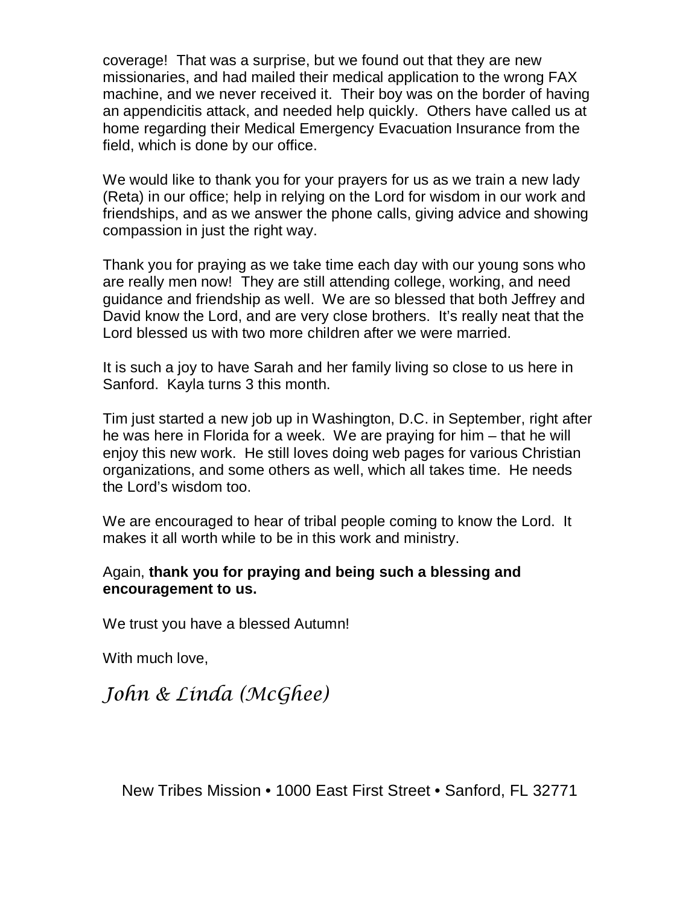coverage! That was a surprise, but we found out that they are new missionaries, and had mailed their medical application to the wrong FAX machine, and we never received it. Their boy was on the border of having an appendicitis attack, and needed help quickly. Others have called us at home regarding their Medical Emergency Evacuation Insurance from the field, which is done by our office.

We would like to thank you for your prayers for us as we train a new lady (Reta) in our office; help in relying on the Lord for wisdom in our work and friendships, and as we answer the phone calls, giving advice and showing compassion in just the right way.

Thank you for praying as we take time each day with our young sons who are really men now! They are still attending college, working, and need guidance and friendship as well. We are so blessed that both Jeffrey and David know the Lord, and are very close brothers. It's really neat that the Lord blessed us with two more children after we were married.

It is such a joy to have Sarah and her family living so close to us here in Sanford. Kayla turns 3 this month.

Tim just started a new job up in Washington, D.C. in September, right after he was here in Florida for a week. We are praying for him – that he will enjoy this new work. He still loves doing web pages for various Christian organizations, and some others as well, which all takes time. He needs the Lord's wisdom too.

We are encouraged to hear of tribal people coming to know the Lord. It makes it all worth while to be in this work and ministry.

Again, **thank you for praying and being such a blessing and encouragement to us.**

We trust you have a blessed Autumn!

With much love,

*John & Linda (McGhee)*

New Tribes Mission • 1000 East First Street • Sanford, FL 32771